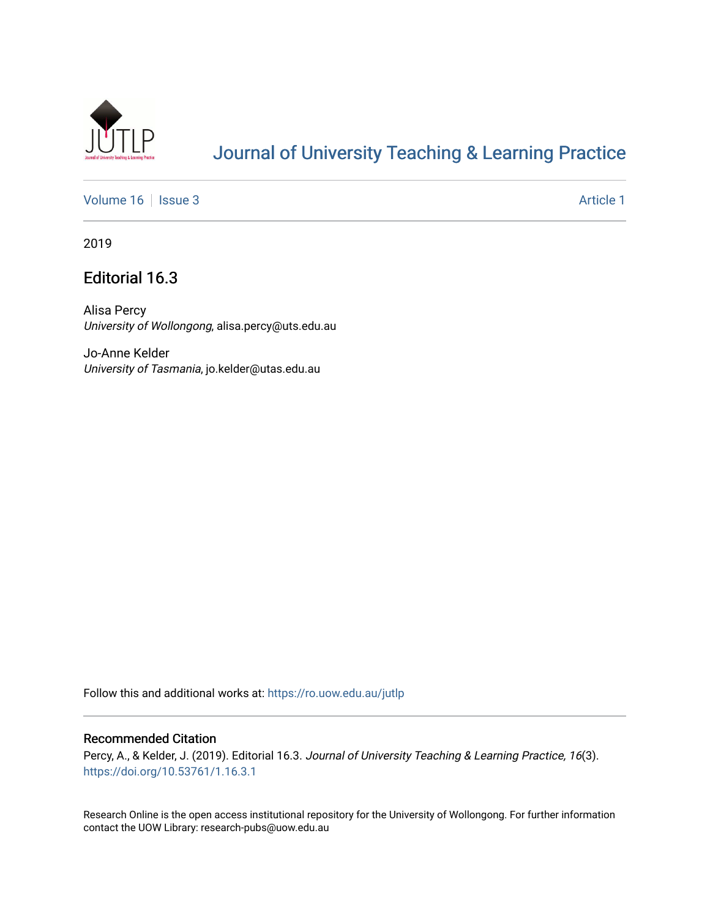# Journal of University Teaching & Learning Practice

Volume 16 | Issue 3 | Article 1

2019

## Editorial 16.3

Alisa Percy
*University of Wollongong*, alisa.percy@uts.edu.au

Jo-Anne Kelder
*University of Tasmania*, jo.kelder@utas.edu.au

Follow this and additional works at: https://ro.uow.edu.au/jutlp

### Recommended Citation

Percy, A., & Kelder, J. (2019). Editorial 16.3. *Journal of University Teaching & Learning Practice, 16*(3). https://doi.org/10.53761/1.16.3.1

Research Online is the open access institutional repository for the University of Wollongong. For further information contact the UOW Library: research-pubs@uow.edu.au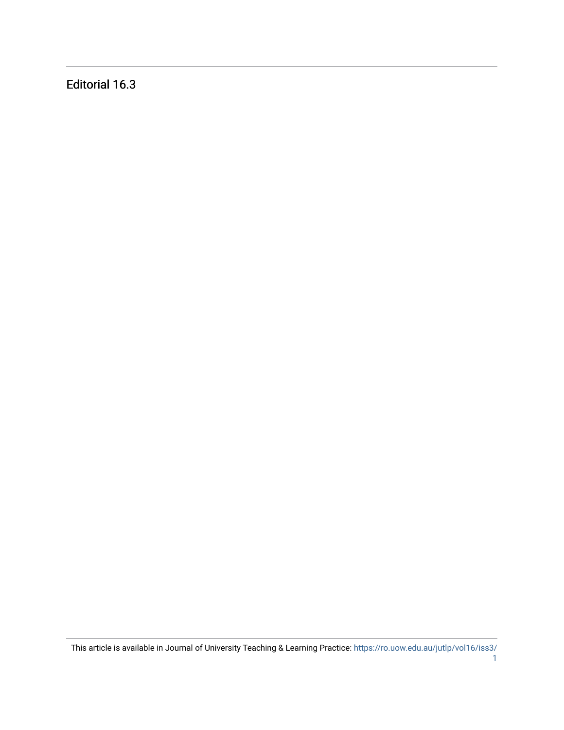# Editorial 16.3

This article is available in Journal of University Teaching & Learning Practice: https://ro.uow.edu.au/jutlp/vol16/iss3/1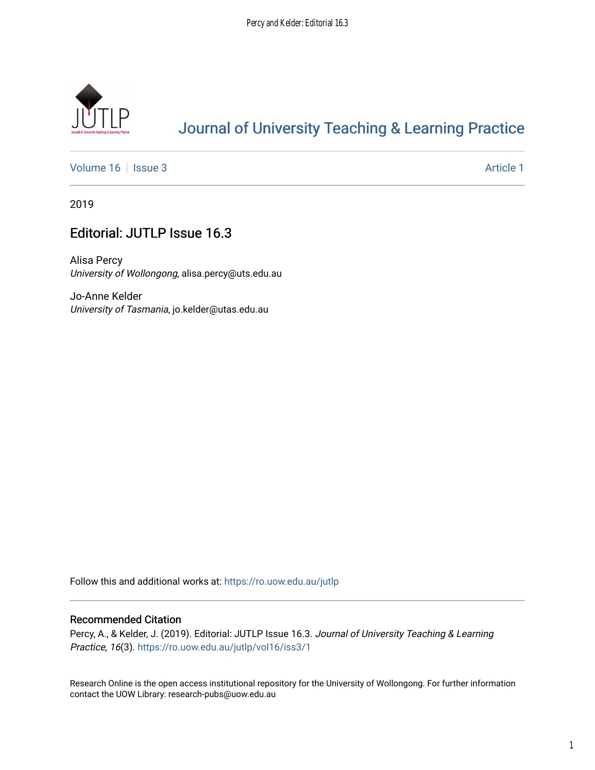# Journal of University Teaching & Learning Practice

Volume 16 | Issue 3 | Article 1

2019

## Editorial: JUTLP Issue 16.3

Alisa Percy
*University of Wollongong*, alisa.percy@uts.edu.au

Jo-Anne Kelder
*University of Tasmania*, jo.kelder@utas.edu.au

Follow this and additional works at: https://ro.uow.edu.au/jutlp

### Recommended Citation

Percy, A., & Kelder, J. (2019). Editorial: JUTLP Issue 16.3. *Journal of University Teaching & Learning Practice, 16*(3). https://ro.uow.edu.au/jutlp/vol16/iss3/1

Research Online is the open access institutional repository for the University of Wollongong. For further information contact the UOW Library: research-pubs@uow.edu.au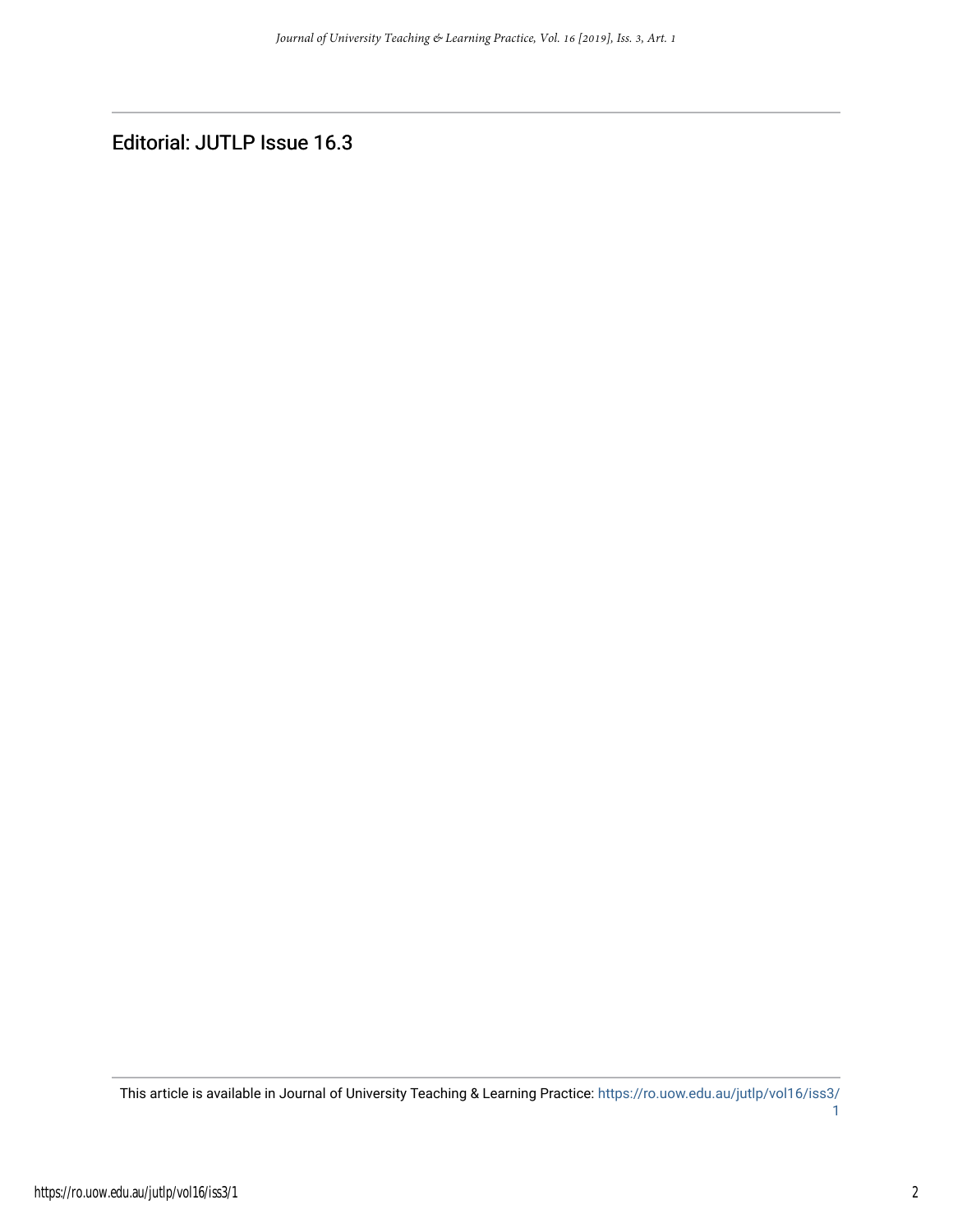# Editorial: JUTLP Issue 16.3

This article is available in Journal of University Teaching & Learning Practice: https://ro.uow.edu.au/jutlp/vol16/iss3/1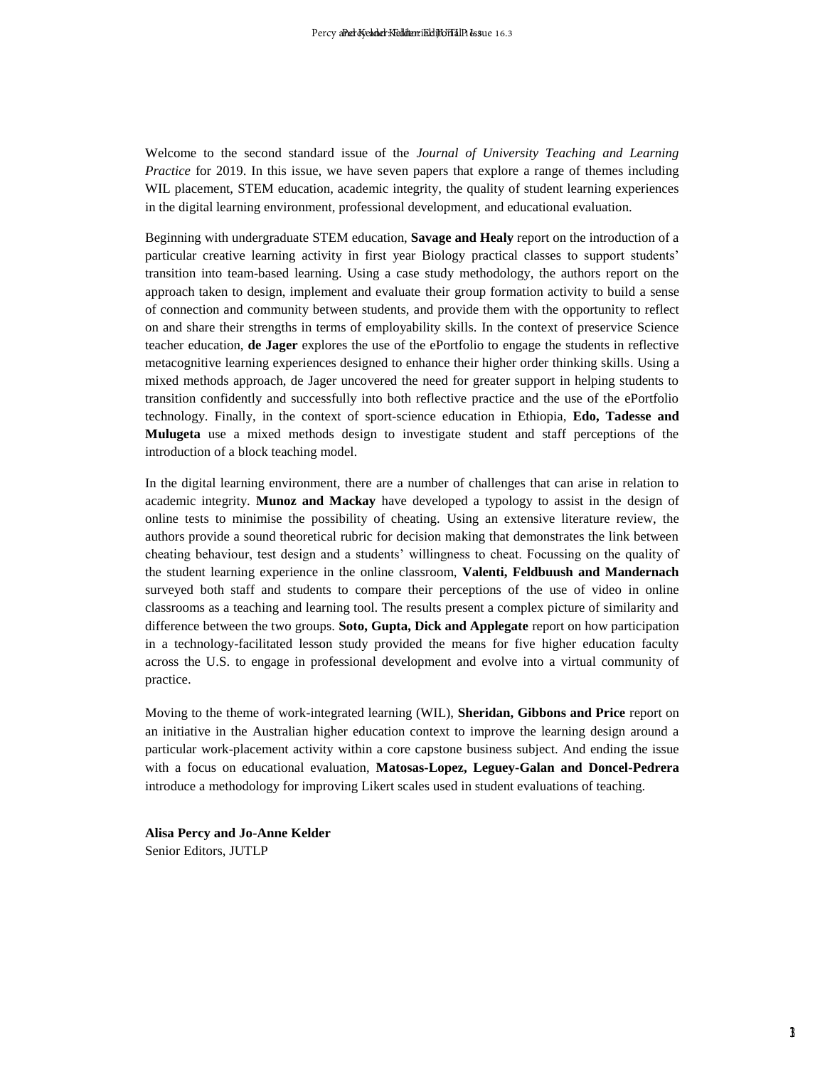Welcome to the second standard issue of the *Journal of University Teaching and Learning Practice* for 2019. In this issue, we have seven papers that explore a range of themes including WIL placement, STEM education, academic integrity, the quality of student learning experiences in the digital learning environment, professional development, and educational evaluation.

Beginning with undergraduate STEM education, **Savage and Healy** report on the introduction of a particular creative learning activity in first year Biology practical classes to support students' transition into team-based learning. Using a case study methodology, the authors report on the approach taken to design, implement and evaluate their group formation activity to build a sense of connection and community between students, and provide them with the opportunity to reflect on and share their strengths in terms of employability skills. In the context of preservice Science teacher education, **de Jager** explores the use of the ePortfolio to engage the students in reflective metacognitive learning experiences designed to enhance their higher order thinking skills. Using a mixed methods approach, de Jager uncovered the need for greater support in helping students to transition confidently and successfully into both reflective practice and the use of the ePortfolio technology. Finally, in the context of sport-science education in Ethiopia, **Edo, Tadesse and Mulugeta** use a mixed methods design to investigate student and staff perceptions of the introduction of a block teaching model.

In the digital learning environment, there are a number of challenges that can arise in relation to academic integrity. **Munoz and Mackay** have developed a typology to assist in the design of online tests to minimise the possibility of cheating. Using an extensive literature review, the authors provide a sound theoretical rubric for decision making that demonstrates the link between cheating behaviour, test design and a students' willingness to cheat. Focussing on the quality of the student learning experience in the online classroom, **Valenti, Feldbuush and Mandernach** surveyed both staff and students to compare their perceptions of the use of video in online classrooms as a teaching and learning tool. The results present a complex picture of similarity and difference between the two groups. **Soto, Gupta, Dick and Applegate** report on how participation in a technology-facilitated lesson study provided the means for five higher education faculty across the U.S. to engage in professional development and evolve into a virtual community of practice.

Moving to the theme of work-integrated learning (WIL), **Sheridan, Gibbons and Price** report on an initiative in the Australian higher education context to improve the learning design around a particular work-placement activity within a core capstone business subject. And ending the issue with a focus on educational evaluation, **Matosas-Lopez, Leguey-Galan and Doncel-Pedrera** introduce a methodology for improving Likert scales used in student evaluations of teaching.

**Alisa Percy and Jo-Anne Kelder**
Senior Editors, JUTLP